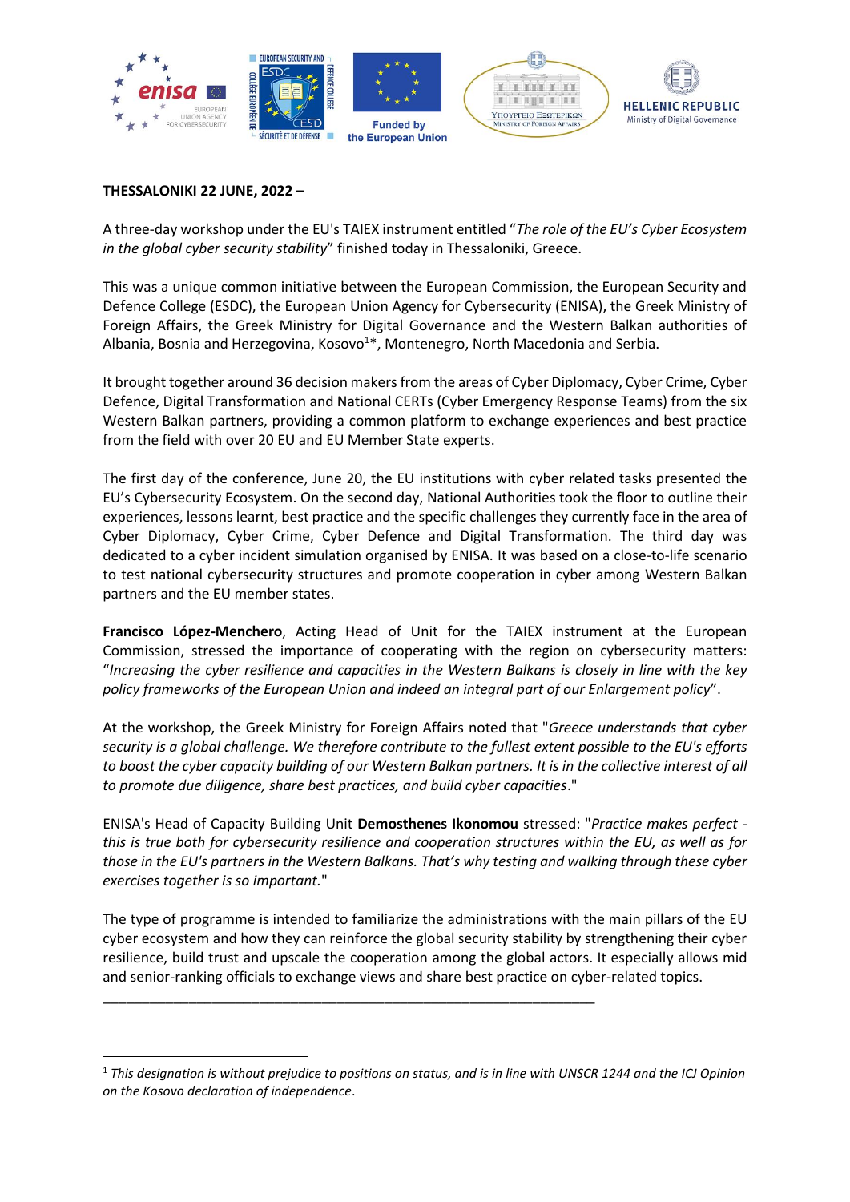**THESSALONIKI 22 JUNE, 2022 –**

A three-day workshop under the EU's TAIEX instrument entitled "*The role of the EU's Cyber Ecosystem in the global cyber security stability*" finished today in Thessaloniki, Greece.

This was a unique common initiative between the European Commission, the European Security and Defence College (ESDC), the European Union Agency for Cybersecurity (ENISA), the Greek Ministry of Foreign Affairs, the Greek Ministry for Digital Governance and the Western Balkan authorities of Albania, Bosnia and Herzegovina, Kosovo[1]*, Montenegro, North Macedonia and Serbia.

It brought together around 36 decision makers from the areas of Cyber Diplomacy, Cyber Crime, Cyber Defence, Digital Transformation and National CERTs (Cyber Emergency Response Teams) from the six Western Balkan partners, providing a common platform to exchange experiences and best practice from the field with over 20 EU and EU Member State experts.

The first day of the conference, June 20, the EU institutions with cyber related tasks presented the EU's Cybersecurity Ecosystem. On the second day, National Authorities took the floor to outline their experiences, lessons learnt, best practice and the specific challenges they currently face in the area of Cyber Diplomacy, Cyber Crime, Cyber Defence and Digital Transformation. The third day was dedicated to a cyber incident simulation organised by ENISA. It was based on a close-to-life scenario to test national cybersecurity structures and promote cooperation in cyber among Western Balkan partners and the EU member states.

**Francisco López-Menchero**, Acting Head of Unit for the TAIEX instrument at the European Commission, stressed the importance of cooperating with the region on cybersecurity matters: "*Increasing the cyber resilience and capacities in the Western Balkans is closely in line with the key policy frameworks of the European Union and indeed an integral part of our Enlargement policy*".

At the workshop, the Greek Ministry for Foreign Affairs noted that "*Greece understands that cyber security is a global challenge. We therefore contribute to the fullest extent possible to the EU's efforts to boost the cyber capacity building of our Western Balkan partners. It is in the collective interest of all to promote due diligence, share best practices, and build cyber capacities*."

ENISA's Head of Capacity Building Unit **Demosthenes Ikonomou** stressed: "*Practice makes perfect - this is true both for cybersecurity resilience and cooperation structures within the EU, as well as for those in the EU's partners in the Western Balkans. That's why testing and walking through these cyber exercises together is so important.*"

The type of programme is intended to familiarize the administrations with the main pillars of the EU cyber ecosystem and how they can reinforce the global security stability by strengthening their cyber resilience, build trust and upscale the cooperation among the global actors. It especially allows mid and senior-ranking officials to exchange views and share best practice on cyber-related topics.

---

[1] *This designation is without prejudice to positions on status, and is in line with UNSCR 1244 and the ICJ Opinion on the Kosovo declaration of independence*.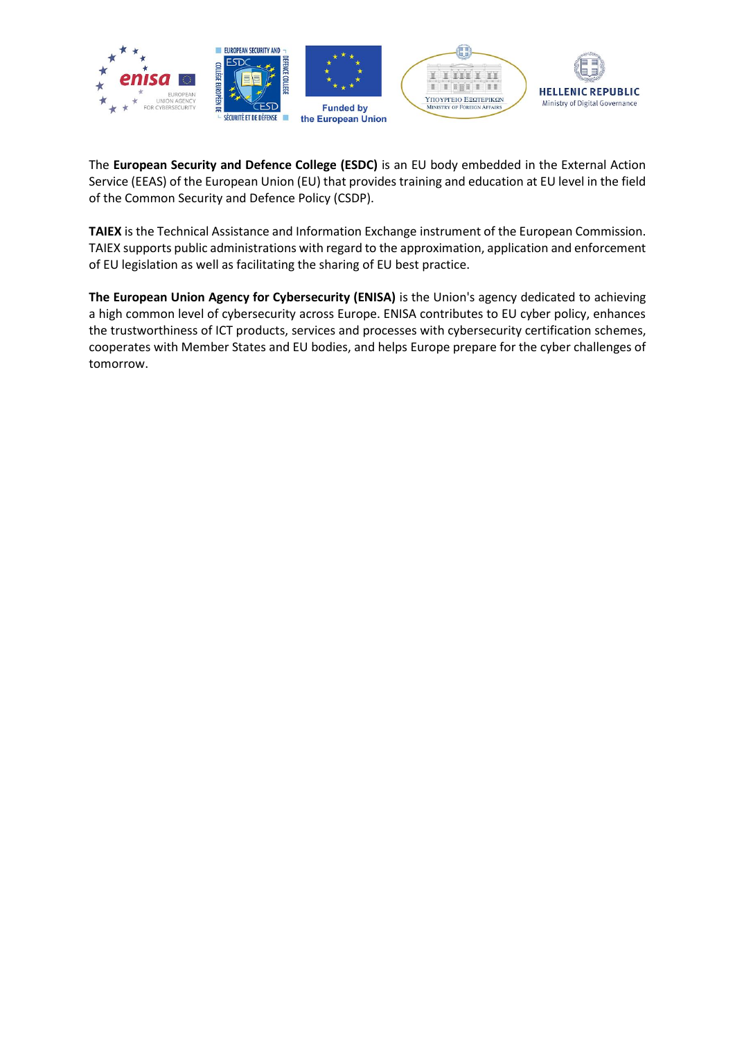The **European Security and Defence College (ESDC)** is an EU body embedded in the External Action Service (EEAS) of the European Union (EU) that provides training and education at EU level in the field of the Common Security and Defence Policy (CSDP).

**TAIEX** is the Technical Assistance and Information Exchange instrument of the European Commission. TAIEX supports public administrations with regard to the approximation, application and enforcement of EU legislation as well as facilitating the sharing of EU best practice.

**The European Union Agency for Cybersecurity (ENISA)** is the Union's agency dedicated to achieving a high common level of cybersecurity across Europe. ENISA contributes to EU cyber policy, enhances the trustworthiness of ICT products, services and processes with cybersecurity certification schemes, cooperates with Member States and EU bodies, and helps Europe prepare for the cyber challenges of tomorrow.